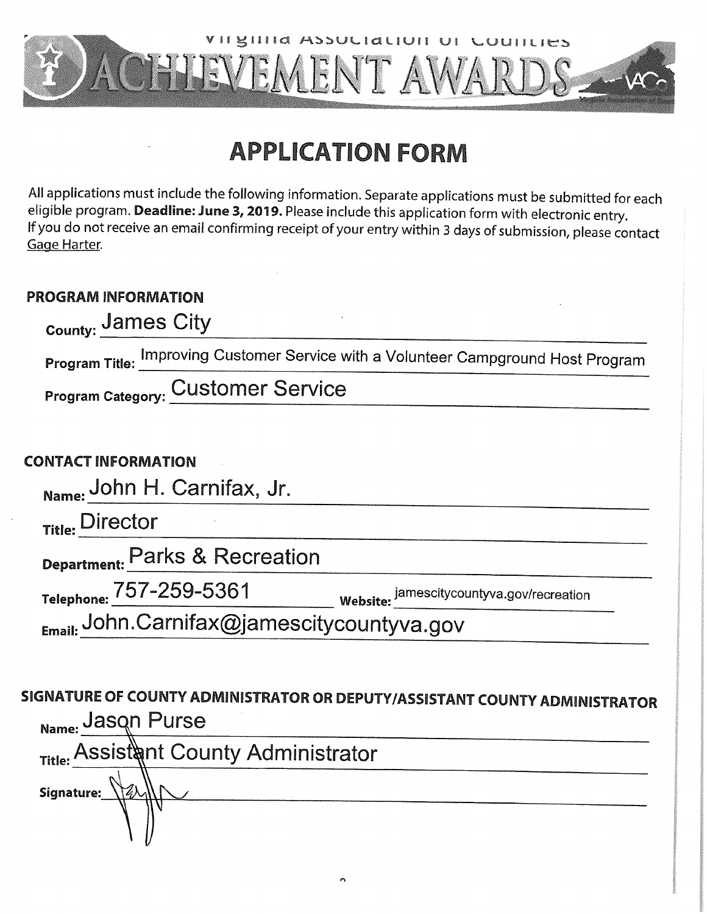Virginia Association of Counties

# ACHIEVEMENT AWARDS

## APPLICATION FORM

All applications must include the following information. Separate applications must be submitted for each eligible program. **Deadline: June 3, 2019.** Please include this application form with electronic entry. If you do not receive an email confirming receipt of your entry within 3 days of submission, please contact Gage Harter.

### PROGRAM INFORMATION

**County:** James City

**Program Title:** Improving Customer Service with a Volunteer Campground Host Program

**Program Category:** Customer Service

### CONTACT INFORMATION

**Name:** John H. Carnifax, Jr.

**Title:** Director

**Department:** Parks & Recreation

**Telephone:** 757-259-5361 **Website:** jamescitycountyva.gov/recreation

**Email:** John.Carnifax@jamescitycountyva.gov

### SIGNATURE OF COUNTY ADMINISTRATOR OR DEPUTY/ASSISTANT COUNTY ADMINISTRATOR

**Name:** Jason Purse

**Title:** Assistant County Administrator

**Signature:**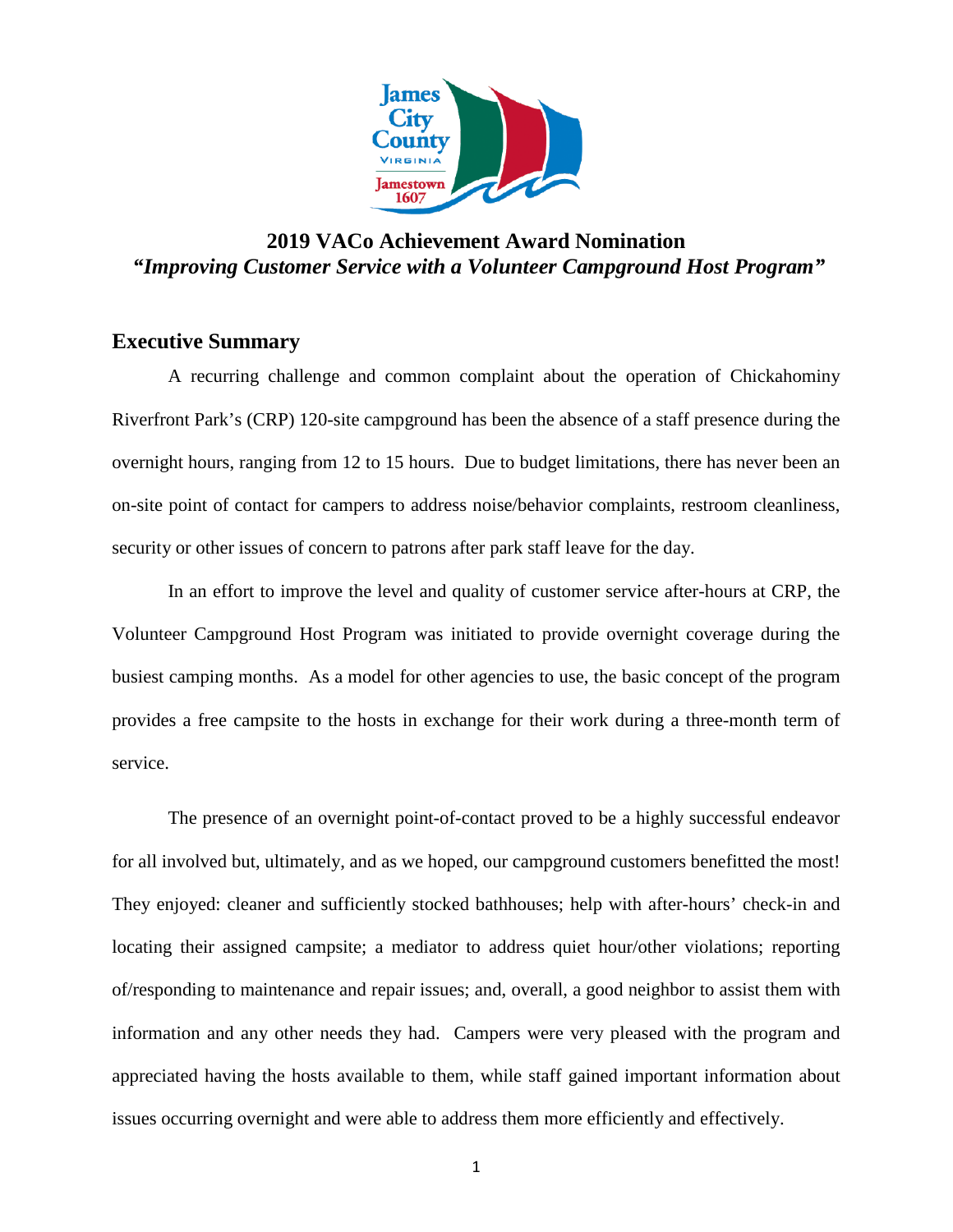## 2019 VACo Achievement Award Nomination

### *"Improving Customer Service with a Volunteer Campground Host Program"*

## Executive Summary

A recurring challenge and common complaint about the operation of Chickahominy Riverfront Park's (CRP) 120-site campground has been the absence of a staff presence during the overnight hours, ranging from 12 to 15 hours. Due to budget limitations, there has never been an on-site point of contact for campers to address noise/behavior complaints, restroom cleanliness, security or other issues of concern to patrons after park staff leave for the day.

In an effort to improve the level and quality of customer service after-hours at CRP, the Volunteer Campground Host Program was initiated to provide overnight coverage during the busiest camping months. As a model for other agencies to use, the basic concept of the program provides a free campsite to the hosts in exchange for their work during a three-month term of service.

The presence of an overnight point-of-contact proved to be a highly successful endeavor for all involved but, ultimately, and as we hoped, our campground customers benefitted the most! They enjoyed: cleaner and sufficiently stocked bathhouses; help with after-hours' check-in and locating their assigned campsite; a mediator to address quiet hour/other violations; reporting of/responding to maintenance and repair issues; and, overall, a good neighbor to assist them with information and any other needs they had. Campers were very pleased with the program and appreciated having the hosts available to them, while staff gained important information about issues occurring overnight and were able to address them more efficiently and effectively.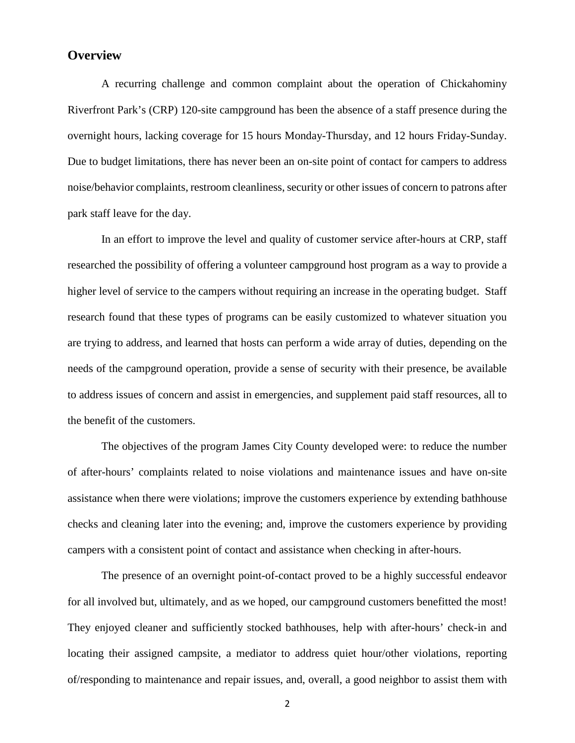## Overview

A recurring challenge and common complaint about the operation of Chickahominy Riverfront Park's (CRP) 120-site campground has been the absence of a staff presence during the overnight hours, lacking coverage for 15 hours Monday-Thursday, and 12 hours Friday-Sunday. Due to budget limitations, there has never been an on-site point of contact for campers to address noise/behavior complaints, restroom cleanliness, security or other issues of concern to patrons after park staff leave for the day.

In an effort to improve the level and quality of customer service after-hours at CRP, staff researched the possibility of offering a volunteer campground host program as a way to provide a higher level of service to the campers without requiring an increase in the operating budget. Staff research found that these types of programs can be easily customized to whatever situation you are trying to address, and learned that hosts can perform a wide array of duties, depending on the needs of the campground operation, provide a sense of security with their presence, be available to address issues of concern and assist in emergencies, and supplement paid staff resources, all to the benefit of the customers.

The objectives of the program James City County developed were: to reduce the number of after-hours' complaints related to noise violations and maintenance issues and have on-site assistance when there were violations; improve the customers experience by extending bathhouse checks and cleaning later into the evening; and, improve the customers experience by providing campers with a consistent point of contact and assistance when checking in after-hours.

The presence of an overnight point-of-contact proved to be a highly successful endeavor for all involved but, ultimately, and as we hoped, our campground customers benefitted the most! They enjoyed cleaner and sufficiently stocked bathhouses, help with after-hours' check-in and locating their assigned campsite, a mediator to address quiet hour/other violations, reporting of/responding to maintenance and repair issues, and, overall, a good neighbor to assist them with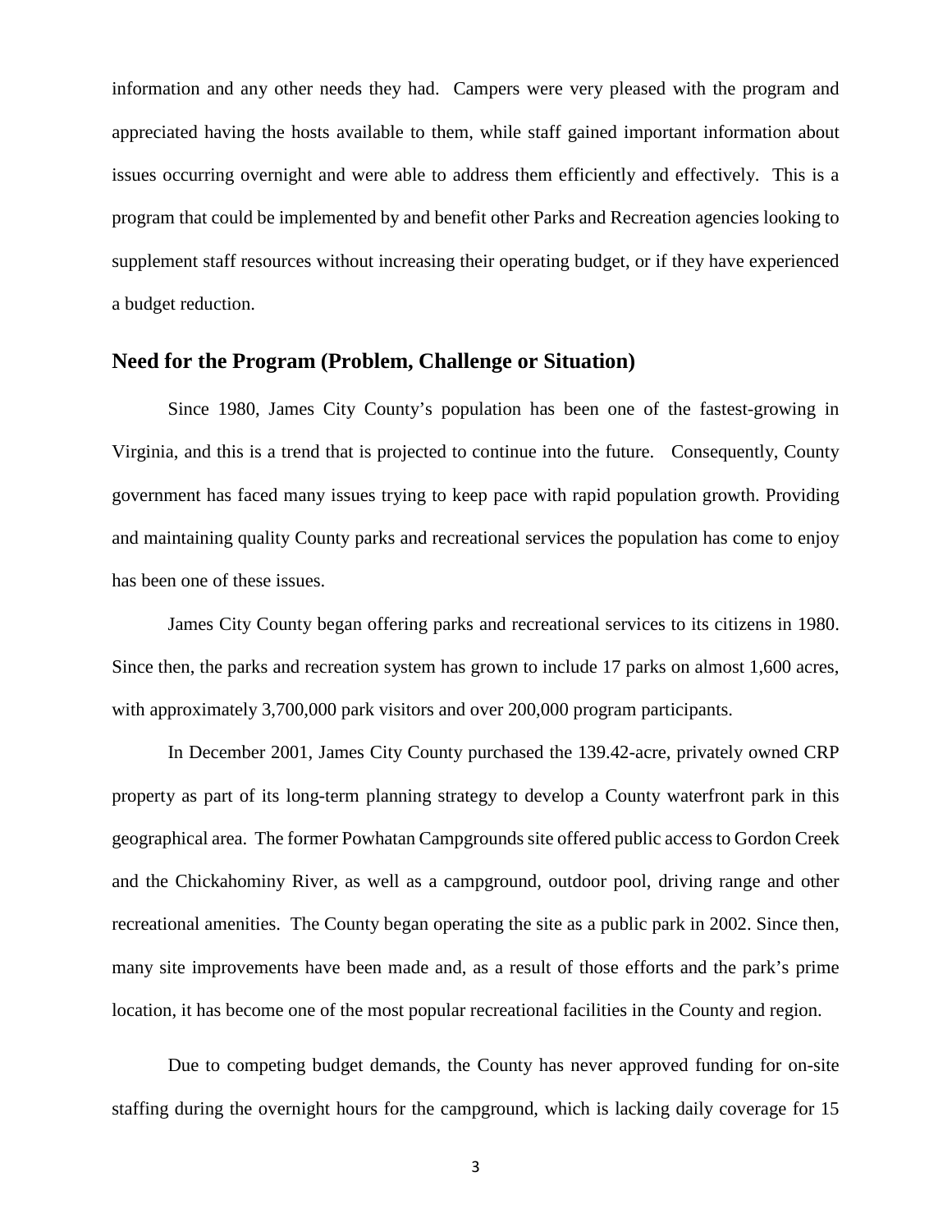information and any other needs they had. Campers were very pleased with the program and appreciated having the hosts available to them, while staff gained important information about issues occurring overnight and were able to address them efficiently and effectively. This is a program that could be implemented by and benefit other Parks and Recreation agencies looking to supplement staff resources without increasing their operating budget, or if they have experienced a budget reduction.

## Need for the Program (Problem, Challenge or Situation)

Since 1980, James City County's population has been one of the fastest-growing in Virginia, and this is a trend that is projected to continue into the future. Consequently, County government has faced many issues trying to keep pace with rapid population growth. Providing and maintaining quality County parks and recreational services the population has come to enjoy has been one of these issues.

James City County began offering parks and recreational services to its citizens in 1980. Since then, the parks and recreation system has grown to include 17 parks on almost 1,600 acres, with approximately 3,700,000 park visitors and over 200,000 program participants.

In December 2001, James City County purchased the 139.42-acre, privately owned CRP property as part of its long-term planning strategy to develop a County waterfront park in this geographical area. The former Powhatan Campgrounds site offered public access to Gordon Creek and the Chickahominy River, as well as a campground, outdoor pool, driving range and other recreational amenities. The County began operating the site as a public park in 2002. Since then, many site improvements have been made and, as a result of those efforts and the park's prime location, it has become one of the most popular recreational facilities in the County and region.

Due to competing budget demands, the County has never approved funding for on-site staffing during the overnight hours for the campground, which is lacking daily coverage for 15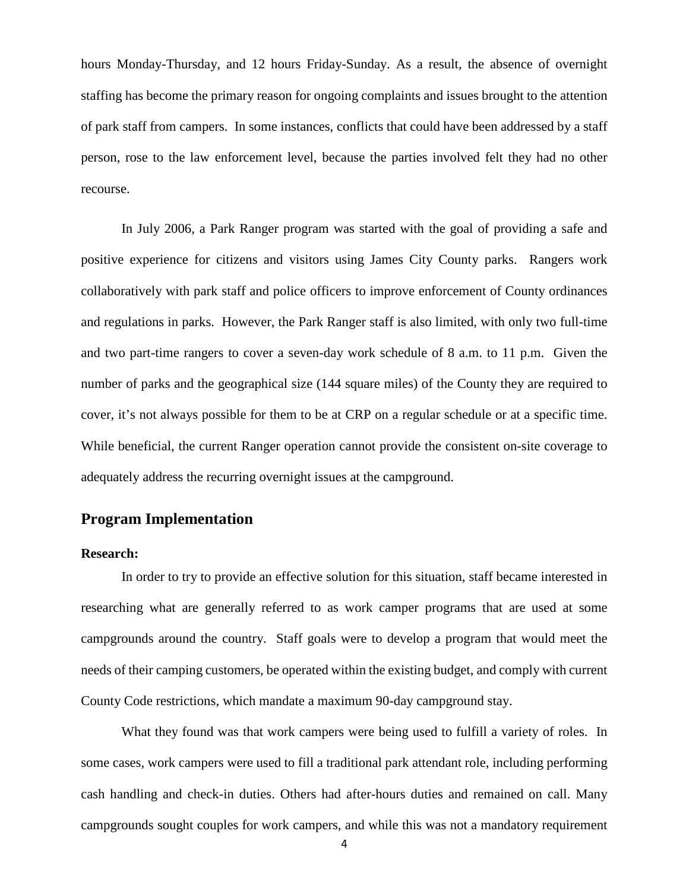hours Monday-Thursday, and 12 hours Friday-Sunday. As a result, the absence of overnight staffing has become the primary reason for ongoing complaints and issues brought to the attention of park staff from campers. In some instances, conflicts that could have been addressed by a staff person, rose to the law enforcement level, because the parties involved felt they had no other recourse.

In July 2006, a Park Ranger program was started with the goal of providing a safe and positive experience for citizens and visitors using James City County parks. Rangers work collaboratively with park staff and police officers to improve enforcement of County ordinances and regulations in parks. However, the Park Ranger staff is also limited, with only two full-time and two part-time rangers to cover a seven-day work schedule of 8 a.m. to 11 p.m. Given the number of parks and the geographical size (144 square miles) of the County they are required to cover, it's not always possible for them to be at CRP on a regular schedule or at a specific time. While beneficial, the current Ranger operation cannot provide the consistent on-site coverage to adequately address the recurring overnight issues at the campground.

## Program Implementation

**Research:**

In order to try to provide an effective solution for this situation, staff became interested in researching what are generally referred to as work camper programs that are used at some campgrounds around the country. Staff goals were to develop a program that would meet the needs of their camping customers, be operated within the existing budget, and comply with current County Code restrictions, which mandate a maximum 90-day campground stay.

What they found was that work campers were being used to fulfill a variety of roles. In some cases, work campers were used to fill a traditional park attendant role, including performing cash handling and check-in duties. Others had after-hours duties and remained on call. Many campgrounds sought couples for work campers, and while this was not a mandatory requirement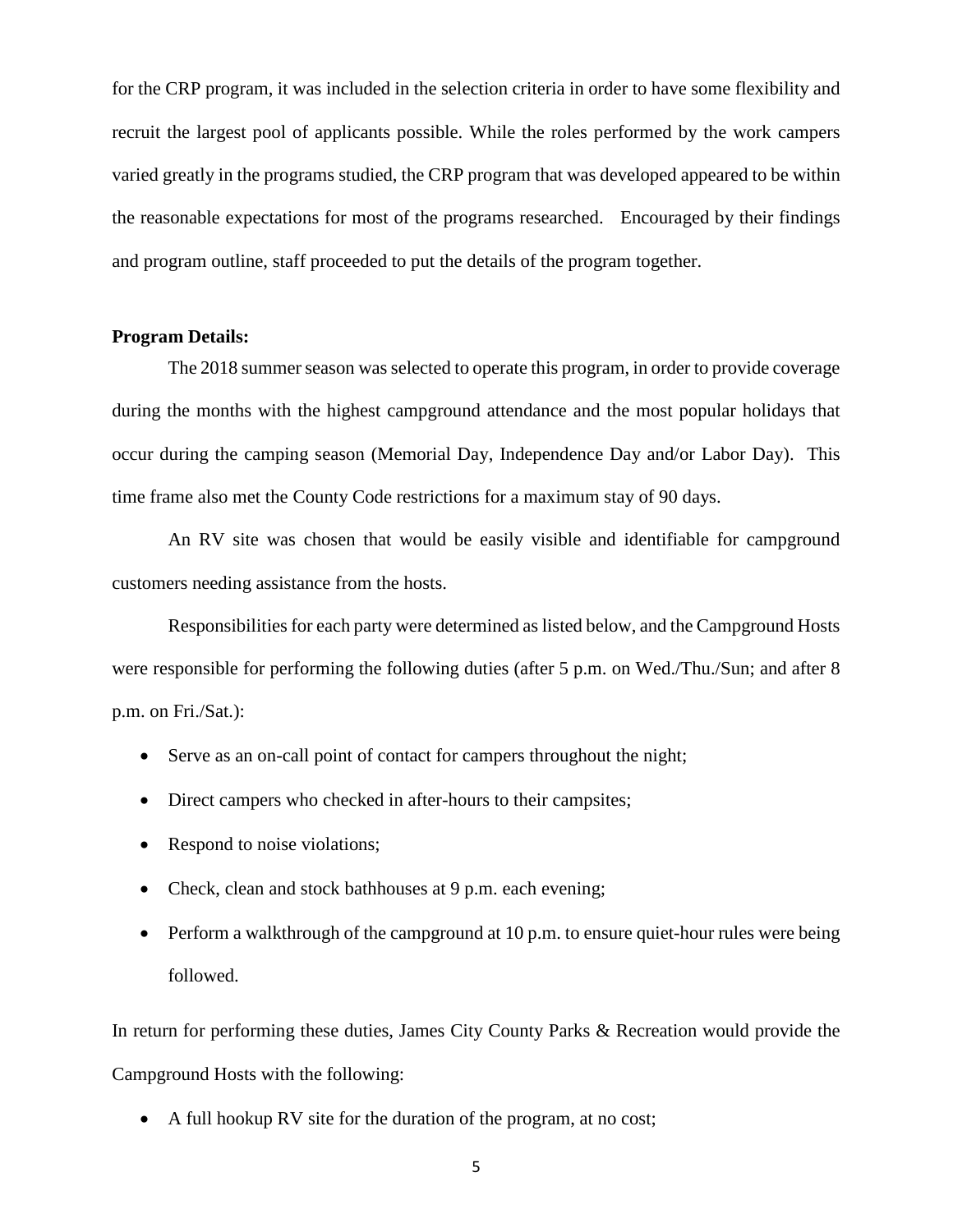for the CRP program, it was included in the selection criteria in order to have some flexibility and recruit the largest pool of applicants possible. While the roles performed by the work campers varied greatly in the programs studied, the CRP program that was developed appeared to be within the reasonable expectations for most of the programs researched. Encouraged by their findings and program outline, staff proceeded to put the details of the program together.

**Program Details:**

The 2018 summer season was selected to operate this program, in order to provide coverage during the months with the highest campground attendance and the most popular holidays that occur during the camping season (Memorial Day, Independence Day and/or Labor Day). This time frame also met the County Code restrictions for a maximum stay of 90 days.

An RV site was chosen that would be easily visible and identifiable for campground customers needing assistance from the hosts.

Responsibilities for each party were determined as listed below, and the Campground Hosts were responsible for performing the following duties (after 5 p.m. on Wed./Thu./Sun; and after 8 p.m. on Fri./Sat.):

- Serve as an on-call point of contact for campers throughout the night;
- Direct campers who checked in after-hours to their campsites;
- Respond to noise violations;
- Check, clean and stock bathhouses at 9 p.m. each evening;
- Perform a walkthrough of the campground at 10 p.m. to ensure quiet-hour rules were being followed.

In return for performing these duties, James City County Parks & Recreation would provide the Campground Hosts with the following:

- A full hookup RV site for the duration of the program, at no cost;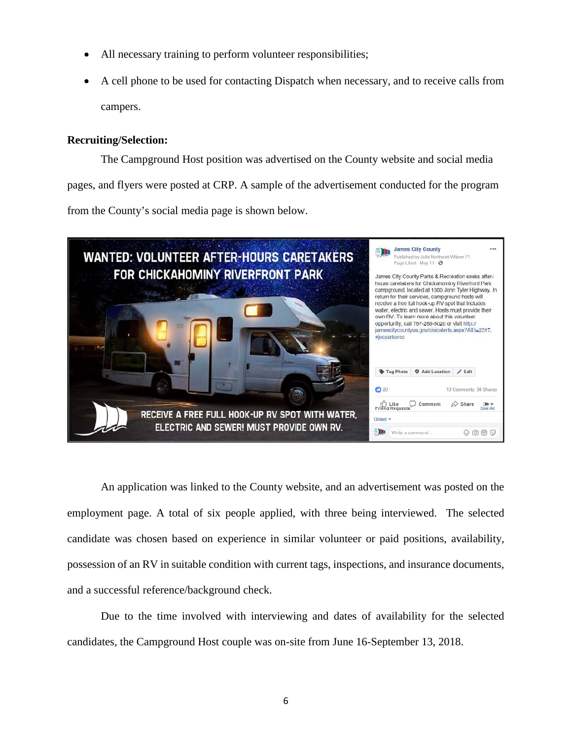- All necessary training to perform volunteer responsibilities;
- A cell phone to be used for contacting Dispatch when necessary, and to receive calls from campers.

**Recruiting/Selection:**

The Campground Host position was advertised on the County website and social media pages, and flyers were posted at CRP. A sample of the advertisement conducted for the program from the County's social media page is shown below.

An application was linked to the County website, and an advertisement was posted on the employment page. A total of six people applied, with three being interviewed. The selected candidate was chosen based on experience in similar volunteer or paid positions, availability, possession of an RV in suitable condition with current tags, inspections, and insurance documents, and a successful reference/background check.

Due to the time involved with interviewing and dates of availability for the selected candidates, the Campground Host couple was on-site from June 16-September 13, 2018.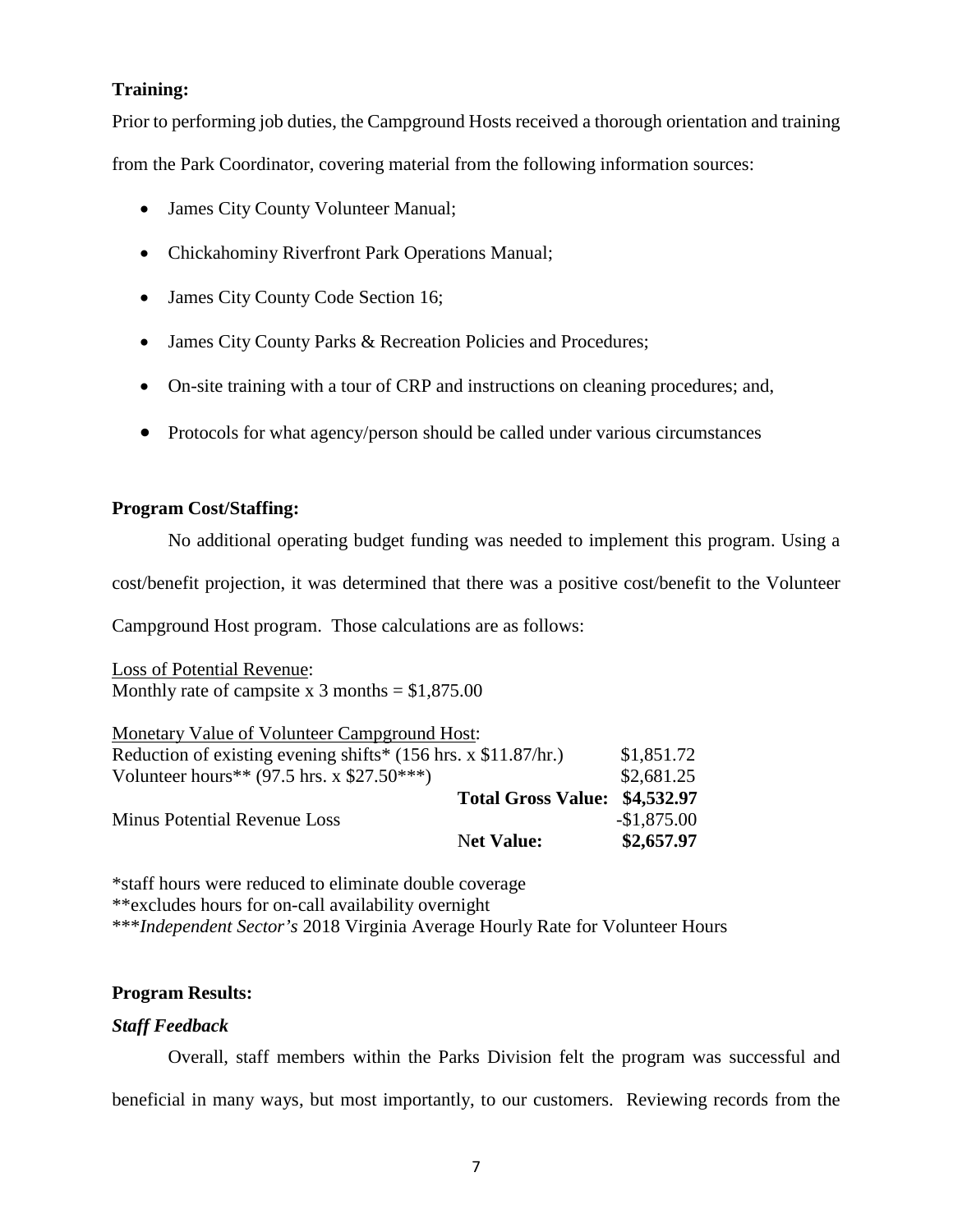**Training:**

Prior to performing job duties, the Campground Hosts received a thorough orientation and training from the Park Coordinator, covering material from the following information sources:

- James City County Volunteer Manual;
- Chickahominy Riverfront Park Operations Manual;
- James City County Code Section 16;
- James City County Parks & Recreation Policies and Procedures;
- On-site training with a tour of CRP and instructions on cleaning procedures; and,
- Protocols for what agency/person should be called under various circumstances

**Program Cost/Staffing:**

No additional operating budget funding was needed to implement this program. Using a cost/benefit projection, it was determined that there was a positive cost/benefit to the Volunteer Campground Host program. Those calculations are as follows:

Loss of Potential Revenue:
Monthly rate of campsite x 3 months = $1,875.00

Monetary Value of Volunteer Campground Host:

| | | |
|---|---|---|
| Reduction of existing evening shifts* (156 hrs. x $11.87/hr.) | | $1,851.72 |
| Volunteer hours** (97.5 hrs. x $27.50***) | | $2,681.25 |
| | **Total Gross Value:** | **$4,532.97** |
| Minus Potential Revenue Loss | | -$1,875.00 |
| | **Net Value:** | **$2,657.97** |

*staff hours were reduced to eliminate double coverage
**excludes hours for on-call availability overnight
****Independent Sector's* 2018 Virginia Average Hourly Rate for Volunteer Hours

**Program Results:**

***Staff Feedback***

Overall, staff members within the Parks Division felt the program was successful and beneficial in many ways, but most importantly, to our customers. Reviewing records from the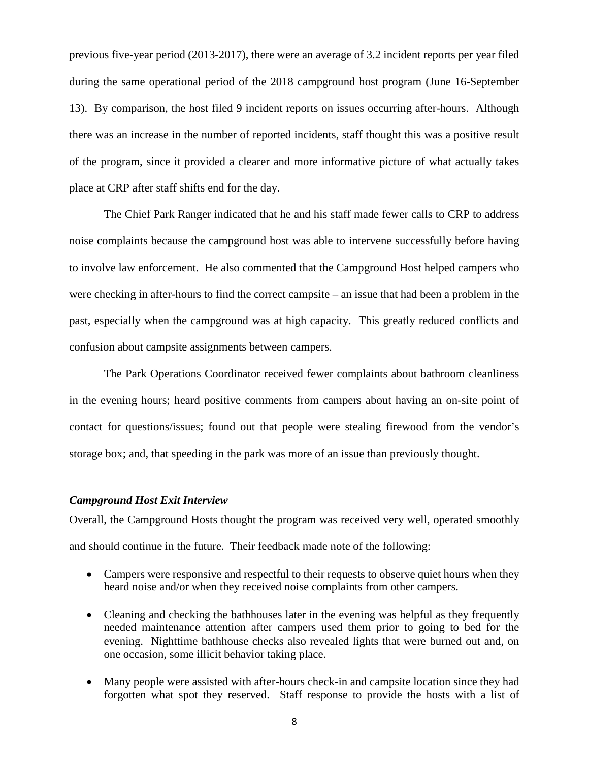previous five-year period (2013-2017), there were an average of 3.2 incident reports per year filed during the same operational period of the 2018 campground host program (June 16-September 13). By comparison, the host filed 9 incident reports on issues occurring after-hours. Although there was an increase in the number of reported incidents, staff thought this was a positive result of the program, since it provided a clearer and more informative picture of what actually takes place at CRP after staff shifts end for the day.

The Chief Park Ranger indicated that he and his staff made fewer calls to CRP to address noise complaints because the campground host was able to intervene successfully before having to involve law enforcement. He also commented that the Campground Host helped campers who were checking in after-hours to find the correct campsite – an issue that had been a problem in the past, especially when the campground was at high capacity. This greatly reduced conflicts and confusion about campsite assignments between campers.

The Park Operations Coordinator received fewer complaints about bathroom cleanliness in the evening hours; heard positive comments from campers about having an on-site point of contact for questions/issues; found out that people were stealing firewood from the vendor's storage box; and, that speeding in the park was more of an issue than previously thought.

***Campground Host Exit Interview***

Overall, the Campground Hosts thought the program was received very well, operated smoothly and should continue in the future. Their feedback made note of the following:

- Campers were responsive and respectful to their requests to observe quiet hours when they heard noise and/or when they received noise complaints from other campers.
- Cleaning and checking the bathhouses later in the evening was helpful as they frequently needed maintenance attention after campers used them prior to going to bed for the evening. Nighttime bathhouse checks also revealed lights that were burned out and, on one occasion, some illicit behavior taking place.
- Many people were assisted with after-hours check-in and campsite location since they had forgotten what spot they reserved. Staff response to provide the hosts with a list of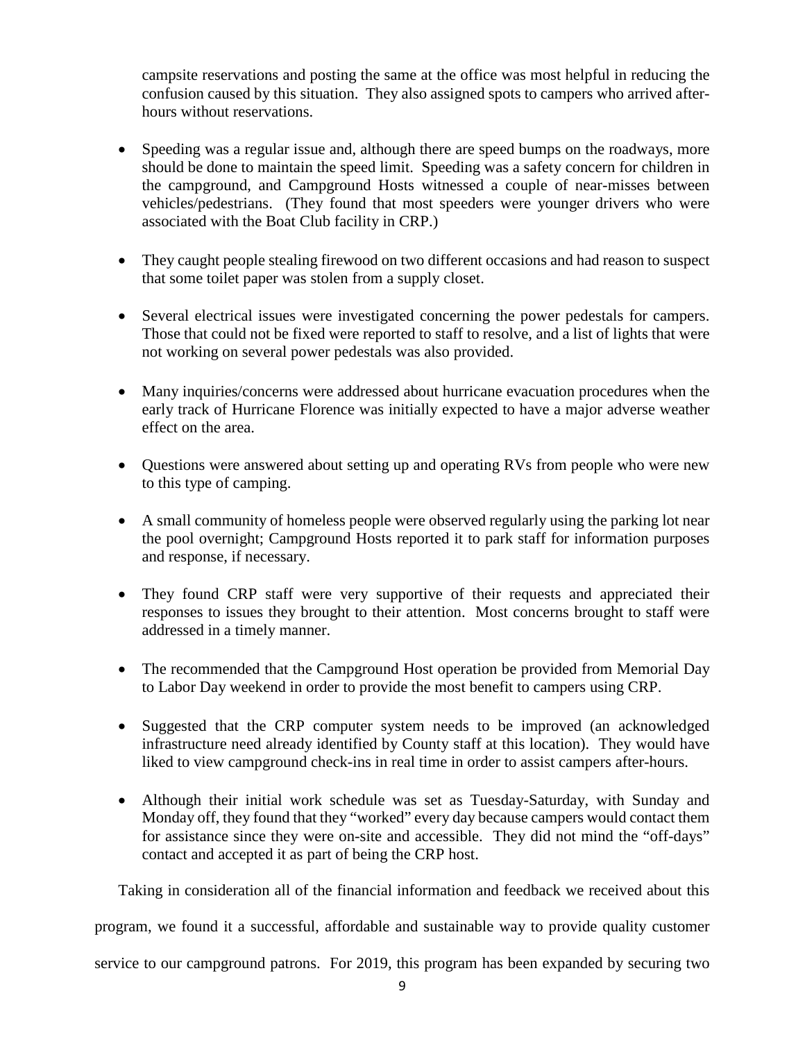campsite reservations and posting the same at the office was most helpful in reducing the confusion caused by this situation. They also assigned spots to campers who arrived after-hours without reservations.

- Speeding was a regular issue and, although there are speed bumps on the roadways, more should be done to maintain the speed limit. Speeding was a safety concern for children in the campground, and Campground Hosts witnessed a couple of near-misses between vehicles/pedestrians. (They found that most speeders were younger drivers who were associated with the Boat Club facility in CRP.)

- They caught people stealing firewood on two different occasions and had reason to suspect that some toilet paper was stolen from a supply closet.

- Several electrical issues were investigated concerning the power pedestals for campers. Those that could not be fixed were reported to staff to resolve, and a list of lights that were not working on several power pedestals was also provided.

- Many inquiries/concerns were addressed about hurricane evacuation procedures when the early track of Hurricane Florence was initially expected to have a major adverse weather effect on the area.

- Questions were answered about setting up and operating RVs from people who were new to this type of camping.

- A small community of homeless people were observed regularly using the parking lot near the pool overnight; Campground Hosts reported it to park staff for information purposes and response, if necessary.

- They found CRP staff were very supportive of their requests and appreciated their responses to issues they brought to their attention. Most concerns brought to staff were addressed in a timely manner.

- The recommended that the Campground Host operation be provided from Memorial Day to Labor Day weekend in order to provide the most benefit to campers using CRP.

- Suggested that the CRP computer system needs to be improved (an acknowledged infrastructure need already identified by County staff at this location). They would have liked to view campground check-ins in real time in order to assist campers after-hours.

- Although their initial work schedule was set as Tuesday-Saturday, with Sunday and Monday off, they found that they "worked" every day because campers would contact them for assistance since they were on-site and accessible. They did not mind the "off-days" contact and accepted it as part of being the CRP host.

Taking in consideration all of the financial information and feedback we received about this program, we found it a successful, affordable and sustainable way to provide quality customer service to our campground patrons. For 2019, this program has been expanded by securing two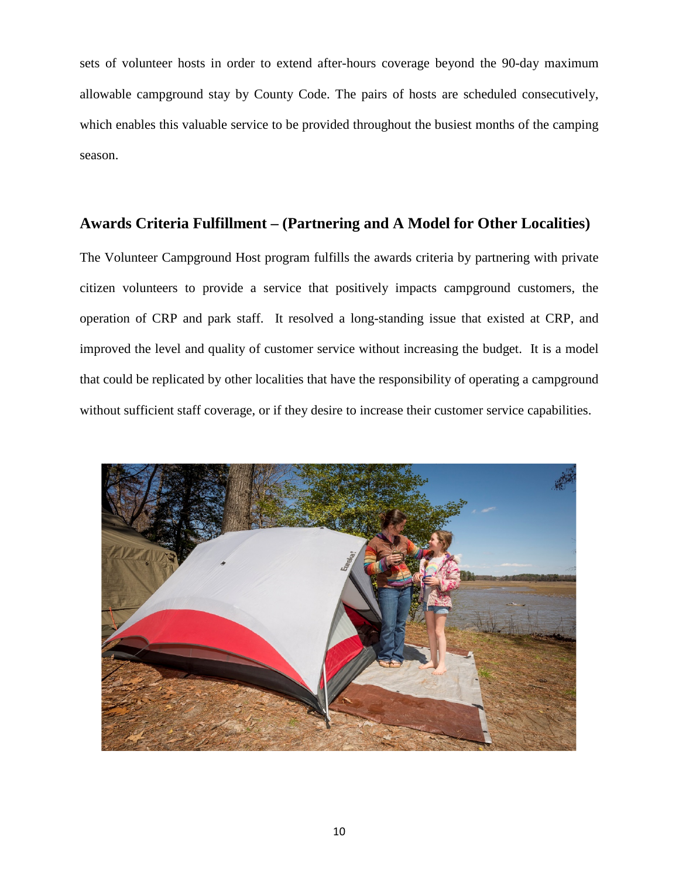sets of volunteer hosts in order to extend after-hours coverage beyond the 90-day maximum allowable campground stay by County Code. The pairs of hosts are scheduled consecutively, which enables this valuable service to be provided throughout the busiest months of the camping season.

## Awards Criteria Fulfillment – (Partnering and A Model for Other Localities)

The Volunteer Campground Host program fulfills the awards criteria by partnering with private citizen volunteers to provide a service that positively impacts campground customers, the operation of CRP and park staff. It resolved a long-standing issue that existed at CRP, and improved the level and quality of customer service without increasing the budget. It is a model that could be replicated by other localities that have the responsibility of operating a campground without sufficient staff coverage, or if they desire to increase their customer service capabilities.